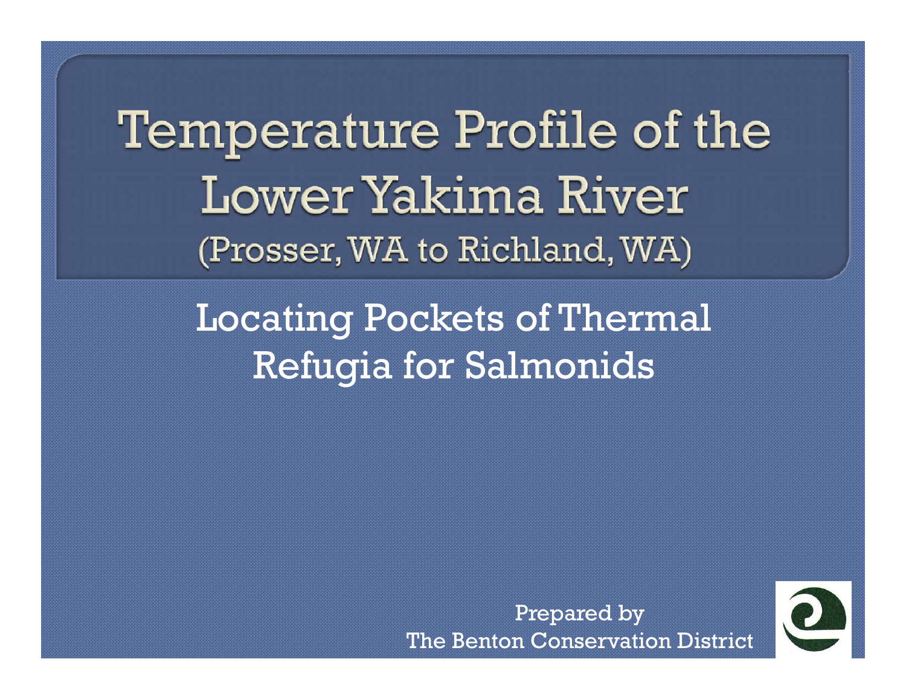# Temperature Profile of the Lower Yakima River

(Prosser, WA to Richland, WA)

## Locating Pockets of Thermal Refugia for Salmonids

Prepared by
The Benton Conservation District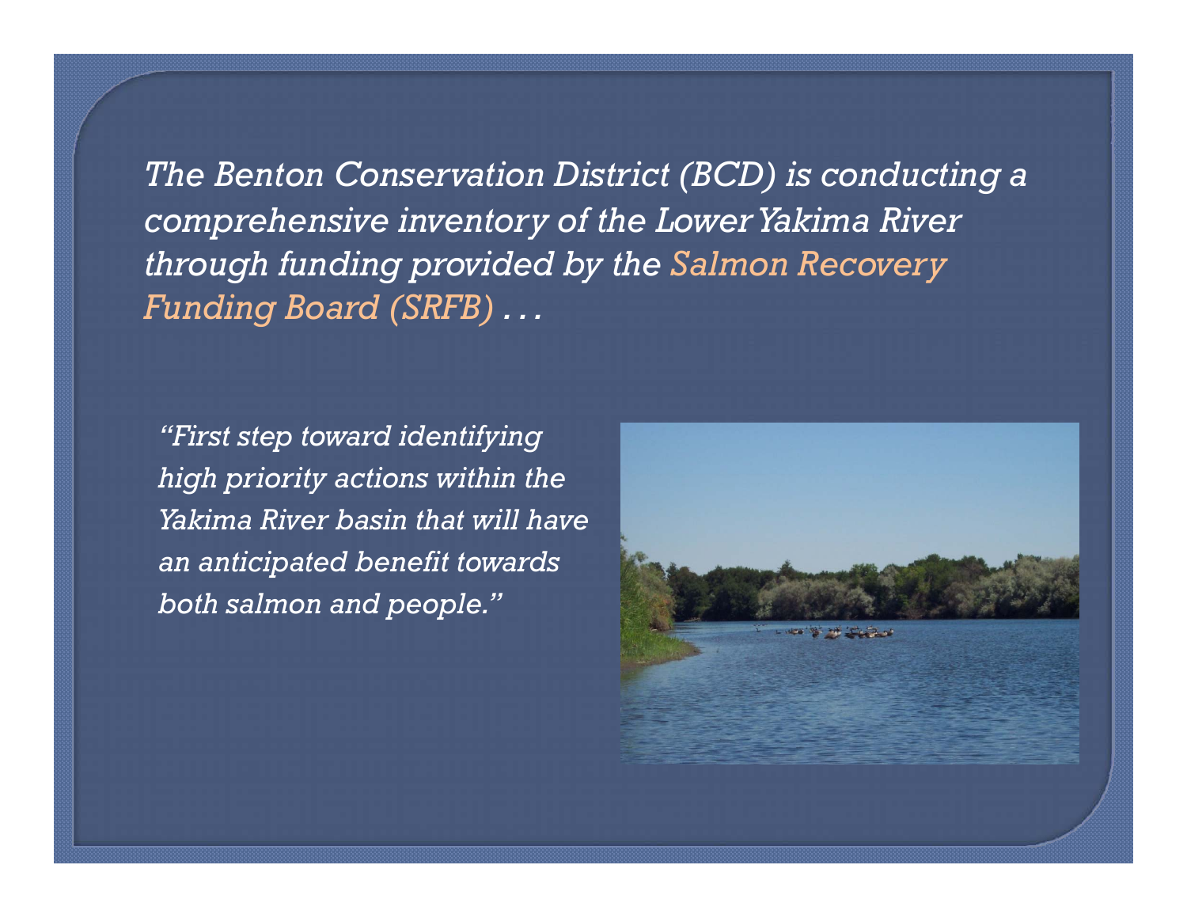*The Benton Conservation District (BCD) is conducting a comprehensive inventory of the Lower Yakima River through funding provided by the Salmon Recovery Funding Board (SRFB) . . .*

*"First step toward identifying high priority actions within the Yakima River basin that will have an anticipated benefit towards both salmon and people."*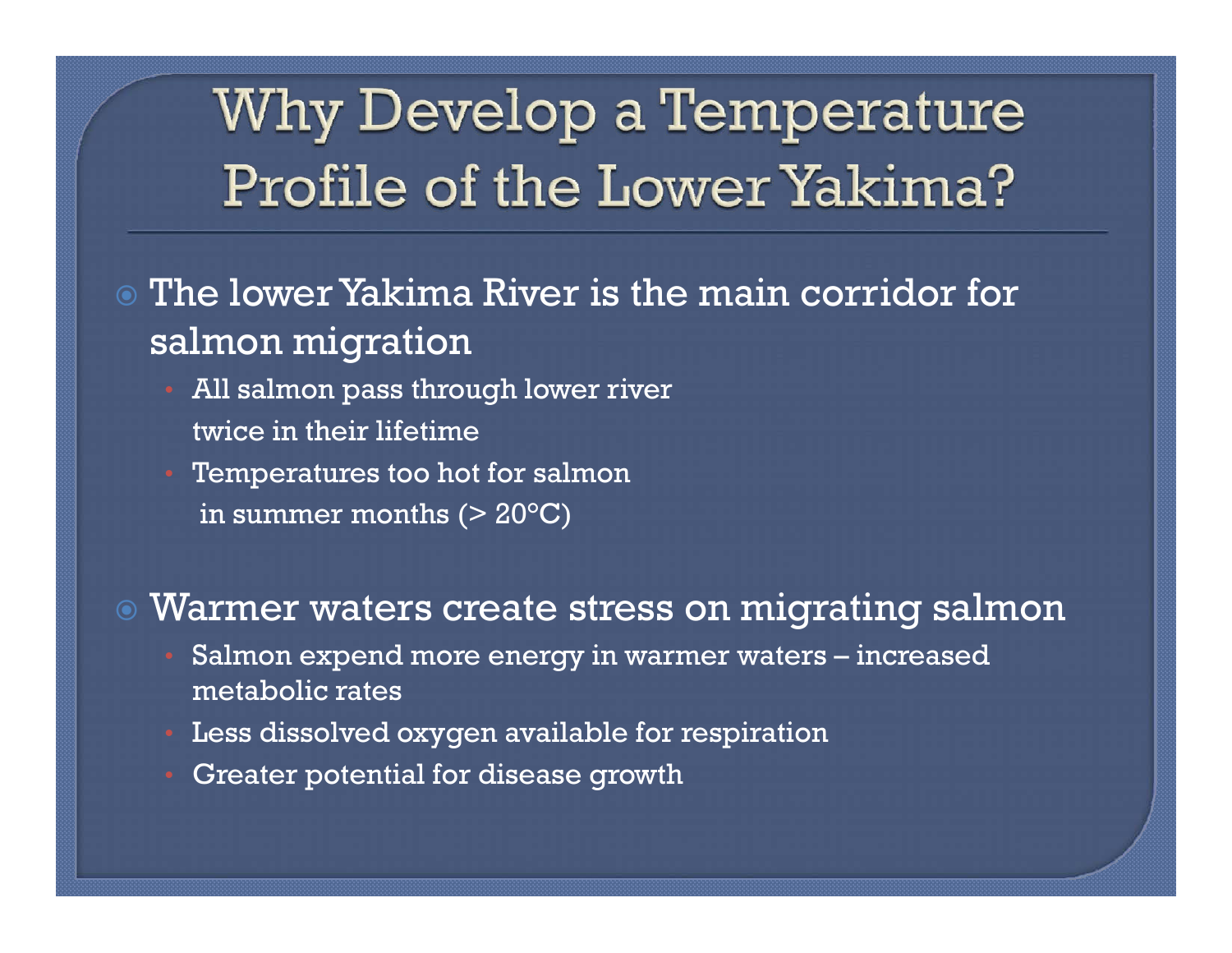# Why Develop a Temperature Profile of the Lower Yakima?

- The lower Yakima River is the main corridor for salmon migration
  - All salmon pass through lower river twice in their lifetime
  - Temperatures too hot for salmon in summer months (> 20°C)
- Warmer waters create stress on migrating salmon
  - Salmon expend more energy in warmer waters – increased metabolic rates
  - Less dissolved oxygen available for respiration
  - Greater potential for disease growth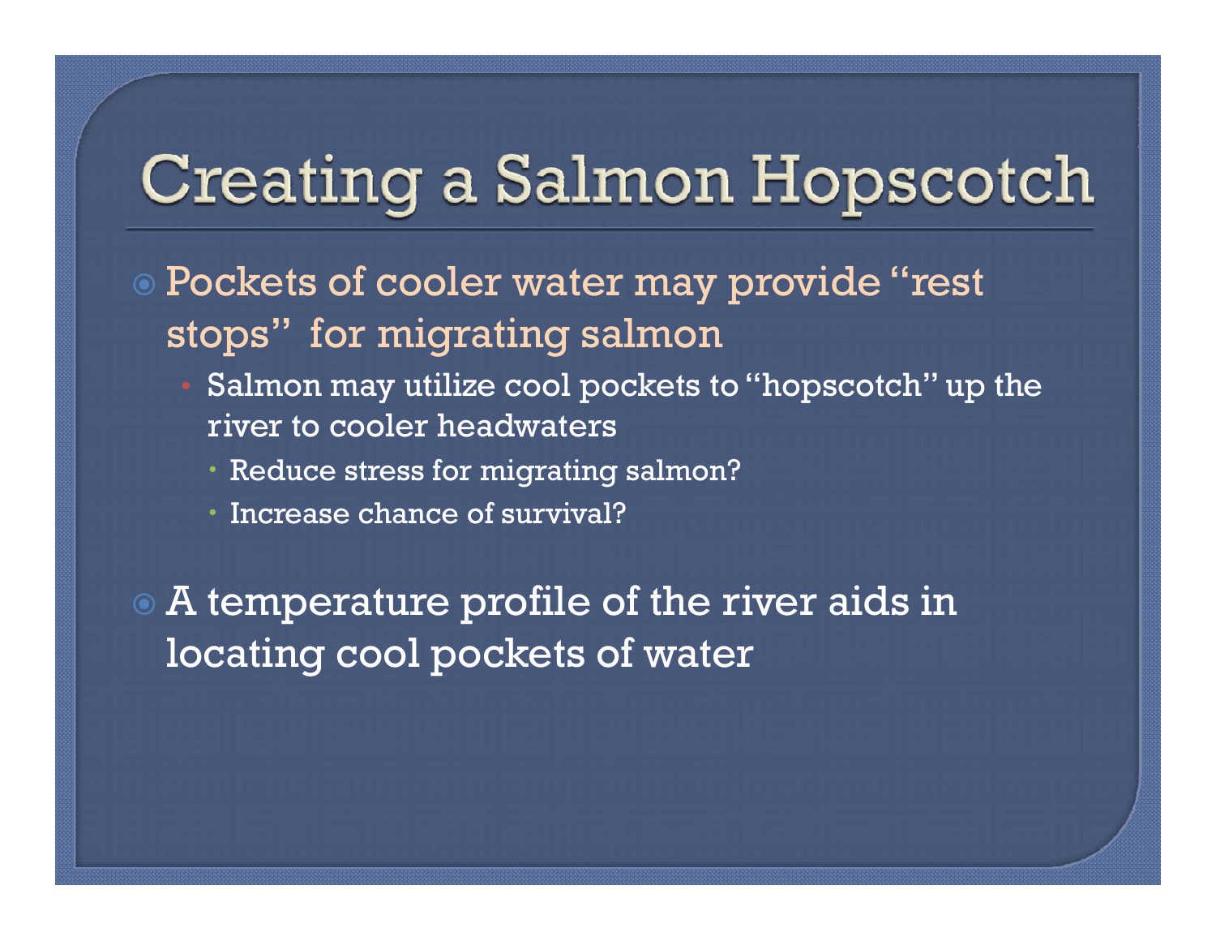# Creating a Salmon Hopscotch

- Pockets of cooler water may provide "rest stops" for migrating salmon
  - Salmon may utilize cool pockets to "hopscotch" up the river to cooler headwaters
    - Reduce stress for migrating salmon?
    - Increase chance of survival?

- A temperature profile of the river aids in locating cool pockets of water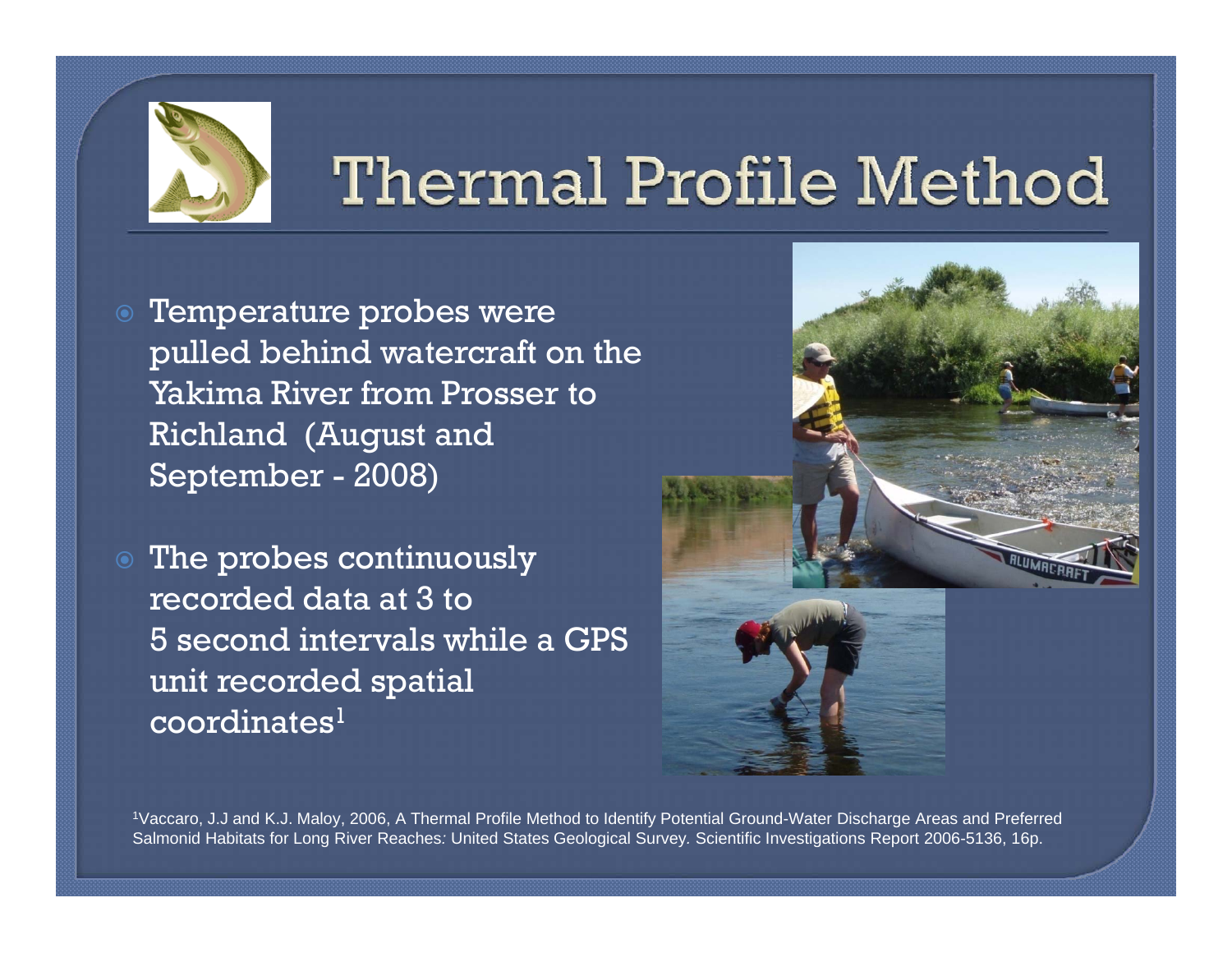# Thermal Profile Method

- Temperature probes were pulled behind watercraft on the Yakima River from Prosser to Richland (August and September - 2008)
- The probes continuously recorded data at 3 to 5 second intervals while a GPS unit recorded spatial coordinates[1]

[1]Vaccaro, J.J and K.J. Maloy, 2006, A Thermal Profile Method to Identify Potential Ground-Water Discharge Areas and Preferred Salmonid Habitats for Long River Reaches: United States Geological Survey. Scientific Investigations Report 2006-5136, 16p.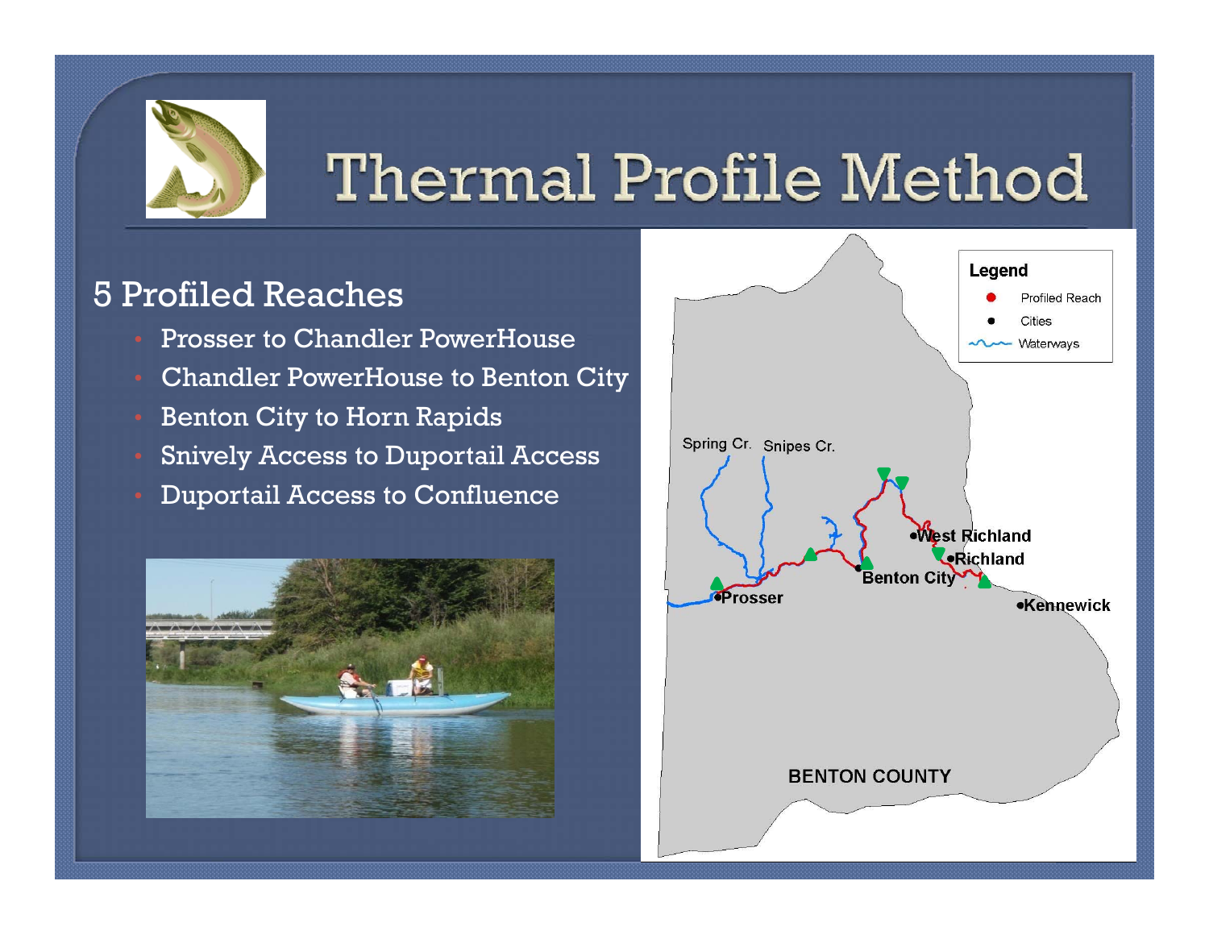# Thermal Profile Method

## 5 Profiled Reaches

- Prosser to Chandler PowerHouse
- Chandler PowerHouse to Benton City
- Benton City to Horn Rapids
- Snively Access to Duportail Access
- Duportail Access to Confluence

Legend
Profiled Reach
Cities
Waterways

Spring Cr.
Snipes Cr.
West Richland
Richland
Benton City
Prosser
Kennewick
BENTON COUNTY